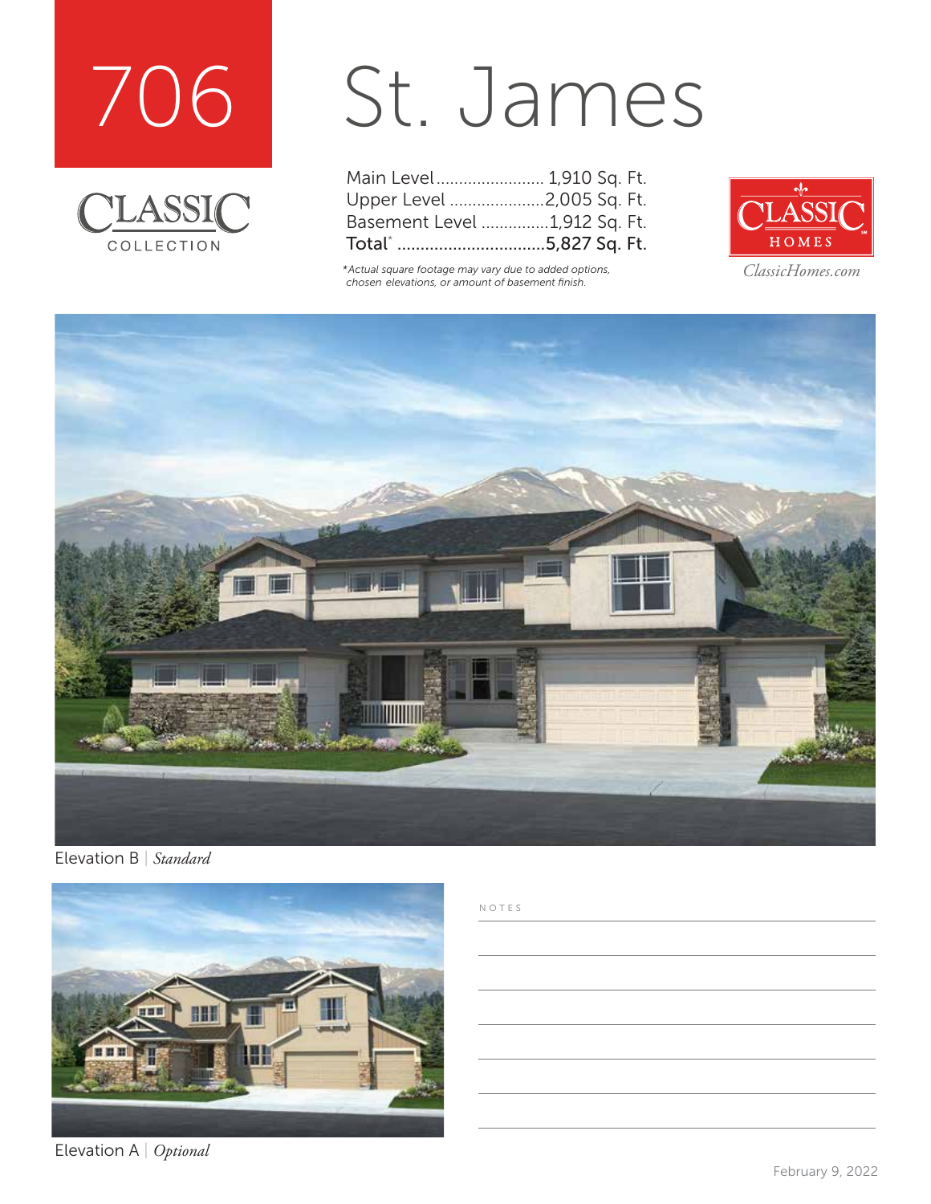# 706 St. James

CLASSIC COLLECTION

| | |
|---|---|
| Main Level | 1,910 Sq. Ft. |
| Upper Level | 2,005 Sq. Ft. |
| Basement Level | 1,912 Sq. Ft. |
| **Total*** | **5,827 Sq. Ft.** |

*\*Actual square footage may vary due to added options, chosen elevations, or amount of basement finish.*

CLASSIC HOMES

*ClassicHomes.com*

Elevation B | *Standard*

Elevation A | *Optional*

NOTES

February 9, 2022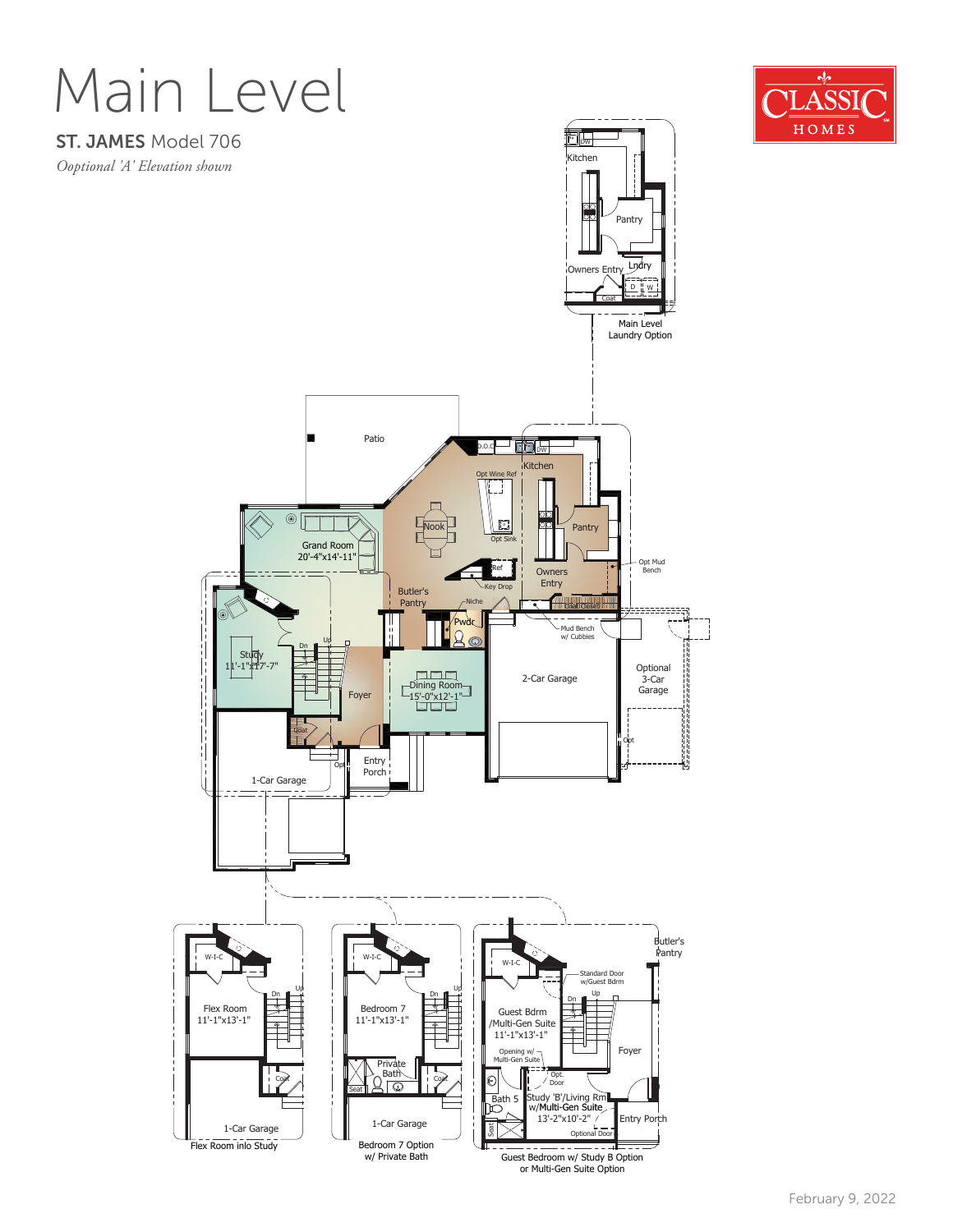# Main Level

**ST. JAMES** Model 706

*Ooptional 'A' Elevation shown*

CLASSIC HOMES

Kitchen
DW
Pantry
Owners Entry
Lndry
D W
Coat
Main Level Laundry Option

Patio
D.O.
DW
Kitchen
Opt Wine Ref
Nook
Opt Sink
Pantry
Grand Room 20'-4"x14'-11"
Ref
Key Drop
Owners Entry
Opt Mud Bench
Butler's Pantry
Niche
Coat Closet
Pwdr
Mud Bench w/ Cubbies
Study 11'-1"x17'-7"
Dn
Up
Foyer
Dining Room 15'-0"x12'-1"
2-Car Garage
Optional 3-Car Garage
Coat
Opt
Opt
Entry Porch
1-Car Garage

W-I-C
Up
Dn
Flex Room 11'-1"x13'-1"
Coat
1-Car Garage
Flex Room into Study

W-I-C
Up
Dn
Bedroom 7 11'-1"x13'-1"
Private Bath
Seat
Coat
1-Car Garage
Bedroom 7 Option w/ Private Bath

Butler's Pantry
W-I-C
Standard Door w/Guest Bdrm
Dn
Up
Guest Bdrm /Multi-Gen Suite 11'-1"x13'-1"
Foyer
Opening w/ Multi-Gen Suite
Opt. Door
Bath 5
Study 'B'/Living Rm w/Multi-Gen Suite 13'-2"x10'-2"
Entry Porch
Seat
Optional Door
Guest Bedroom w/ Study B Option or Multi-Gen Suite Option

February 9, 2022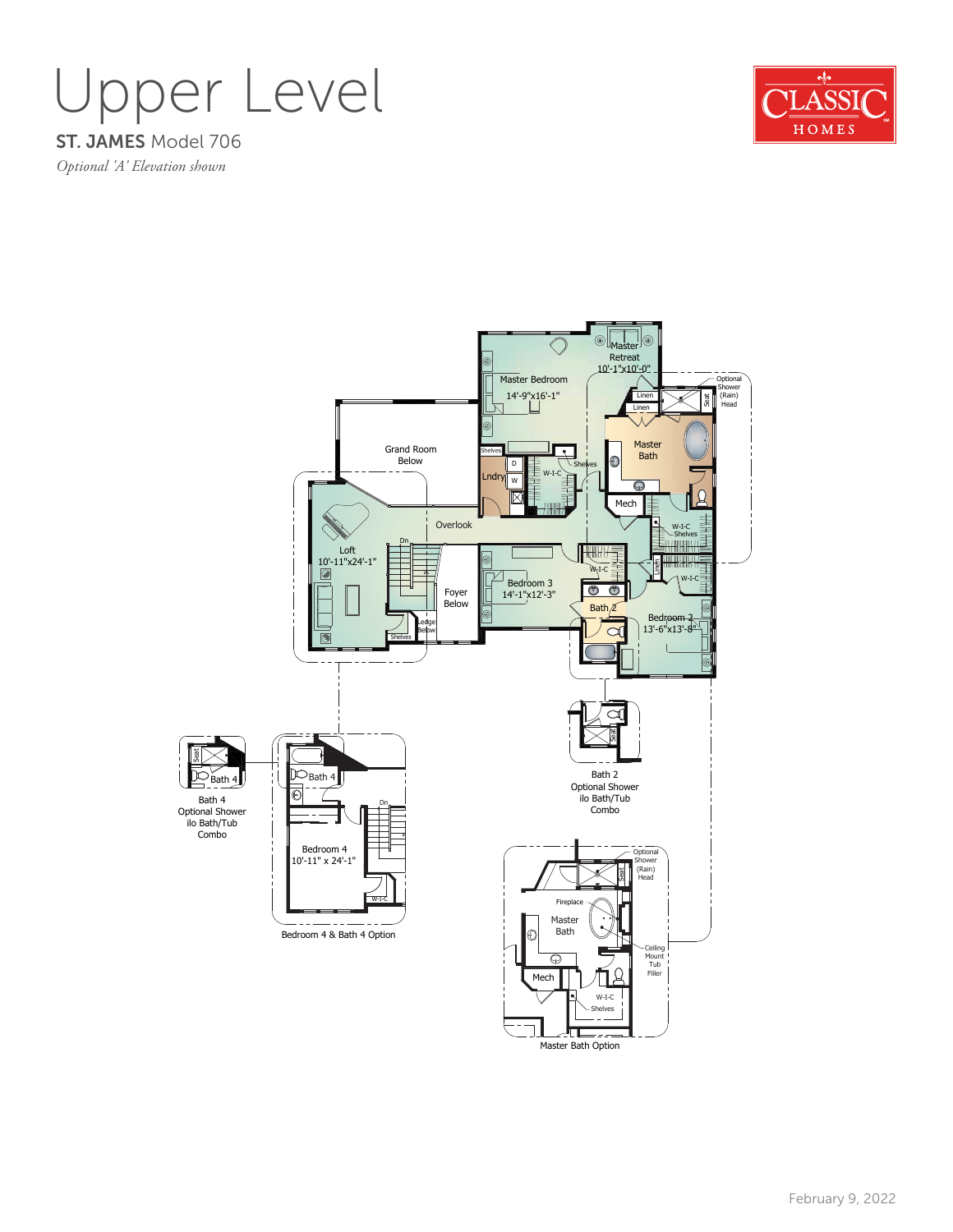# Upper Level

**ST. JAMES** Model 706

*Optional 'A' Elevation shown*

CLASSIC HOMES

Master Retreat 10'-1"x10'-0"

Master Bedroom 14'-9"x16'-1"

Optional Shower (Rain) Head

Linen

Linen

Seat

Master Bath

Grand Room Below

Shelves

D

W

Lndry

W-I-C

Shelves

Mech

Overlook

W-I-C Shelves

Loft 10'-11"x24'-1"

Dn

Linen

W-I-C

Foyer Below

Bedroom 3 14'-1"x12'-3"

W-I-C

Bath 2

Ledge Below

Shelves

Bedroom 2 13'-6"x13'-8"

Seat

Bath 2 Optional Shower ilo Bath/Tub Combo

Seat

Bath 4

Bath 4 Optional Shower ilo Bath/Tub Combo

Bath 4

Dn

Bedroom 4 10'-11" x 24'-1"

W-I-C

Bedroom 4 & Bath 4 Option

Optional Shower (Rain) Head

Seat

Fireplace

Master Bath

Ceiling Mount Tub Filler

Mech

W-I-C Shelves

Master Bath Option

February 9, 2022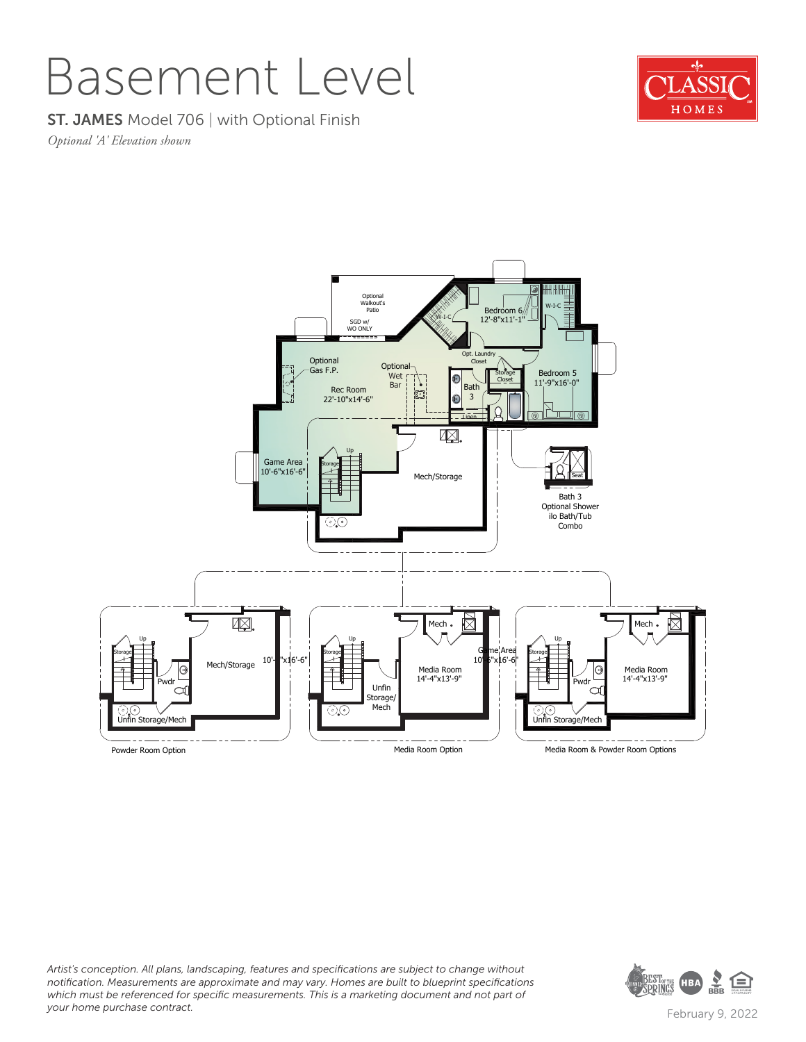# Basement Level

**ST. JAMES** Model 706 | with Optional Finish

*Optional 'A' Elevation shown*

CLASSIC HOMES

Optional Walkout's Patio

SGD w/ WO ONLY

W-I-C

Bedroom 6
12'-8"x11'-1"

W-I-C

Opt. Laundry Closet

Optional Gas F.P.

Optional Wet Bar

Rec Room
22'-10"x14'-6"

Storage Closet

Bath 3

Bedroom 5
11'-9"x16'-0"

Linen

Up

Game Area
10'-6"x16'-6"

Storage

Mech/Storage

Seat

Bath 3
Optional Shower ilo Bath/Tub Combo

Up

Storage

Mech/Storage

10'-6"x16'-6"

Pwdr

Unfin Storage/Mech

Powder Room Option

Up

Storage

Mech

Game Area
10'-6"x16'-6"

Media Room
14'-4"x13'-9"

Unfin Storage/ Mech

Media Room Option

Up

Storage

Mech

Pwdr

Media Room
14'-4"x13'-9"

Unfin Storage/Mech

Media Room & Powder Room Options

*Artist's conception. All plans, landscaping, features and specifications are subject to change without notification. Measurements are approximate and may vary. Homes are built to blueprint specifications which must be referenced for specific measurements. This is a marketing document and not part of your home purchase contract.*

February 9, 2022